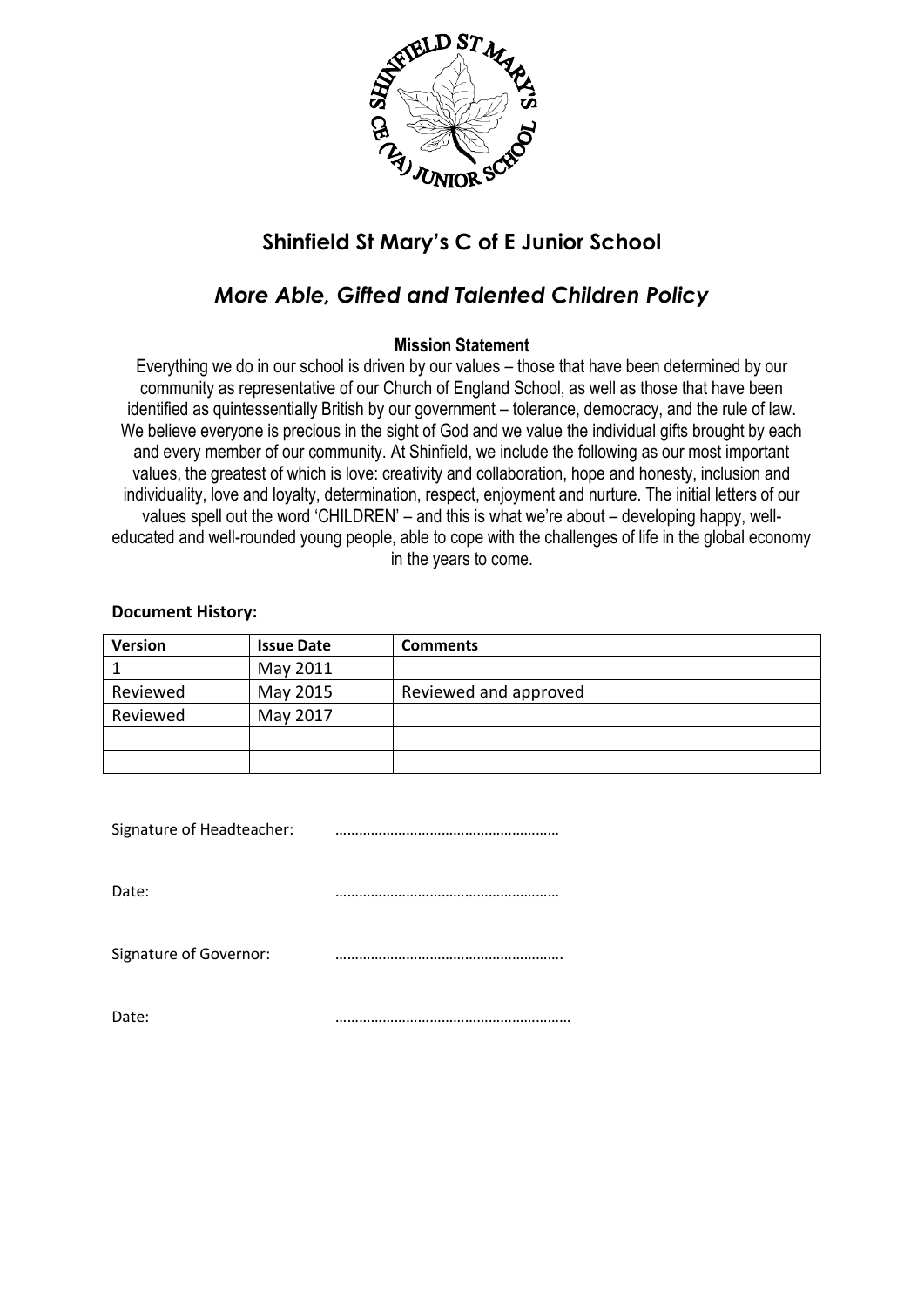# Shinfield St Mary's C of E Junior School

## *More Able, Gifted and Talented Children Policy*

**Mission Statement**

Everything we do in our school is driven by our values – those that have been determined by our community as representative of our Church of England School, as well as those that have been identified as quintessentially British by our government – tolerance, democracy, and the rule of law. We believe everyone is precious in the sight of God and we value the individual gifts brought by each and every member of our community. At Shinfield, we include the following as our most important values, the greatest of which is love: creativity and collaboration, hope and honesty, inclusion and individuality, love and loyalty, determination, respect, enjoyment and nurture. The initial letters of our values spell out the word 'CHILDREN' – and this is what we're about – developing happy, well-educated and well-rounded young people, able to cope with the challenges of life in the global economy in the years to come.

**Document History:**

| Version | Issue Date | Comments |
| --- | --- | --- |
| 1 | May 2011 | |
| Reviewed | May 2015 | Reviewed and approved |
| Reviewed | May 2017 | |
| | | |
| | | |

Signature of Headteacher: …………………………………………………

Date: …………………………………………………

Signature of Governor: ………………………………………………….

Date: ……………………………………………………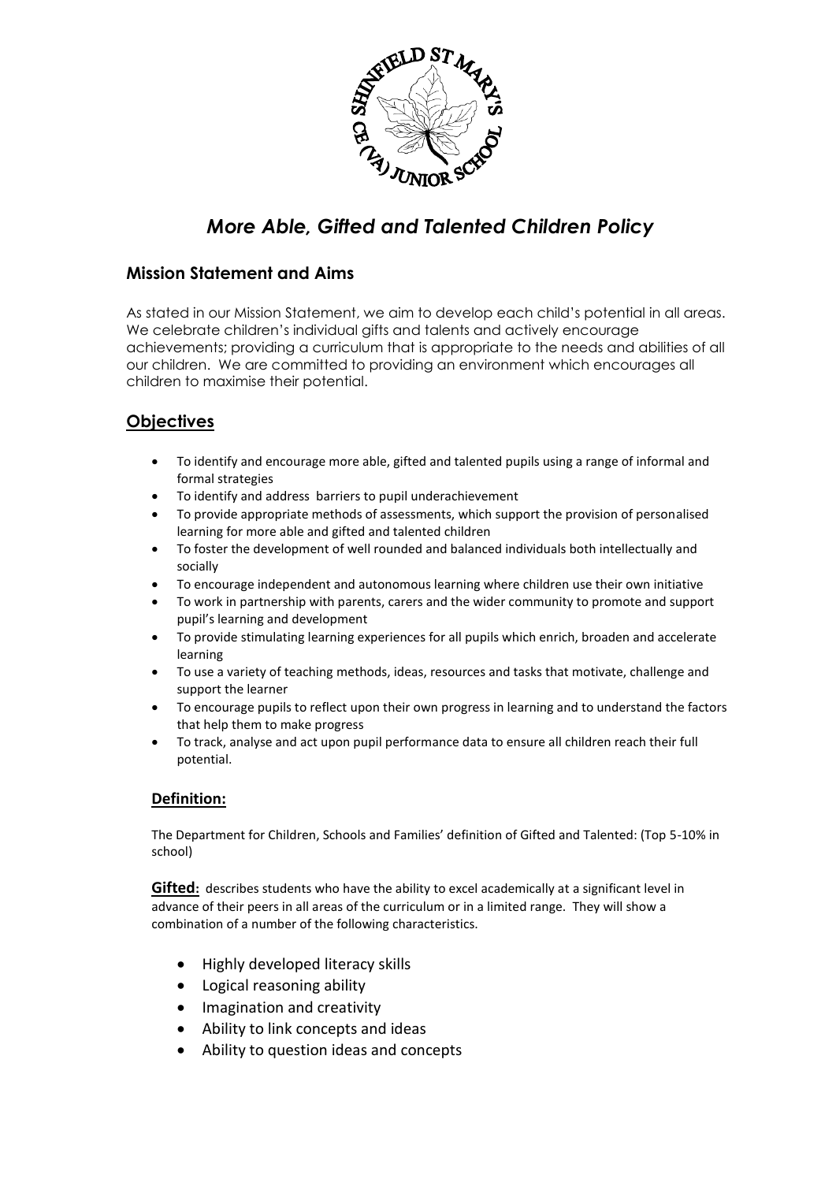# *More Able, Gifted and Talented Children Policy*

## Mission Statement and Aims

As stated in our Mission Statement, we aim to develop each child's potential in all areas. We celebrate children's individual gifts and talents and actively encourage achievements; providing a curriculum that is appropriate to the needs and abilities of all our children. We are committed to providing an environment which encourages all children to maximise their potential.

## Objectives

- To identify and encourage more able, gifted and talented pupils using a range of informal and formal strategies
- To identify and address barriers to pupil underachievement
- To provide appropriate methods of assessments, which support the provision of personalised learning for more able and gifted and talented children
- To foster the development of well rounded and balanced individuals both intellectually and socially
- To encourage independent and autonomous learning where children use their own initiative
- To work in partnership with parents, carers and the wider community to promote and support pupil's learning and development
- To provide stimulating learning experiences for all pupils which enrich, broaden and accelerate learning
- To use a variety of teaching methods, ideas, resources and tasks that motivate, challenge and support the learner
- To encourage pupils to reflect upon their own progress in learning and to understand the factors that help them to make progress
- To track, analyse and act upon pupil performance data to ensure all children reach their full potential.

### Definition:

The Department for Children, Schools and Families' definition of Gifted and Talented: (Top 5-10% in school)

**Gifted:** describes students who have the ability to excel academically at a significant level in advance of their peers in all areas of the curriculum or in a limited range. They will show a combination of a number of the following characteristics.

- Highly developed literacy skills
- Logical reasoning ability
- Imagination and creativity
- Ability to link concepts and ideas
- Ability to question ideas and concepts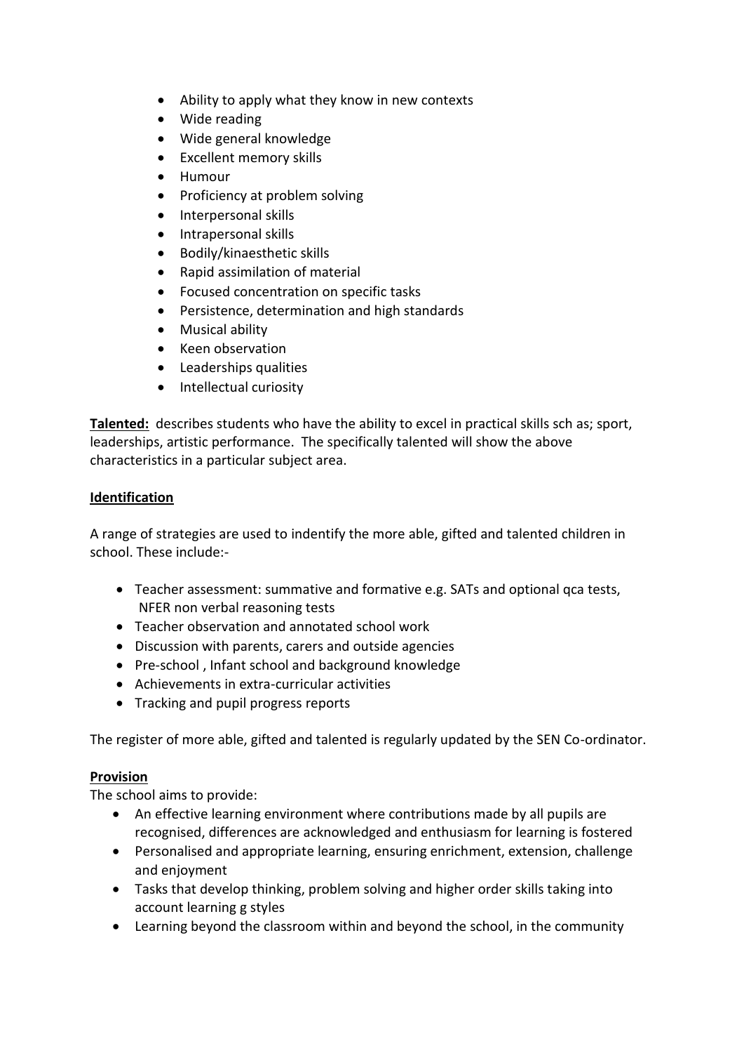- Ability to apply what they know in new contexts
- Wide reading
- Wide general knowledge
- Excellent memory skills
- Humour
- Proficiency at problem solving
- Interpersonal skills
- Intrapersonal skills
- Bodily/kinaesthetic skills
- Rapid assimilation of material
- Focused concentration on specific tasks
- Persistence, determination and high standards
- Musical ability
- Keen observation
- Leaderships qualities
- Intellectual curiosity

**Talented:** describes students who have the ability to excel in practical skills sch as; sport, leaderships, artistic performance. The specifically talented will show the above characteristics in a particular subject area.

**Identification**

A range of strategies are used to indentify the more able, gifted and talented children in school. These include:-

- Teacher assessment: summative and formative e.g. SATs and optional qca tests, NFER non verbal reasoning tests
- Teacher observation and annotated school work
- Discussion with parents, carers and outside agencies
- Pre-school , Infant school and background knowledge
- Achievements in extra-curricular activities
- Tracking and pupil progress reports

The register of more able, gifted and talented is regularly updated by the SEN Co-ordinator.

**Provision**

The school aims to provide:

- An effective learning environment where contributions made by all pupils are recognised, differences are acknowledged and enthusiasm for learning is fostered
- Personalised and appropriate learning, ensuring enrichment, extension, challenge and enjoyment
- Tasks that develop thinking, problem solving and higher order skills taking into account learning g styles
- Learning beyond the classroom within and beyond the school, in the community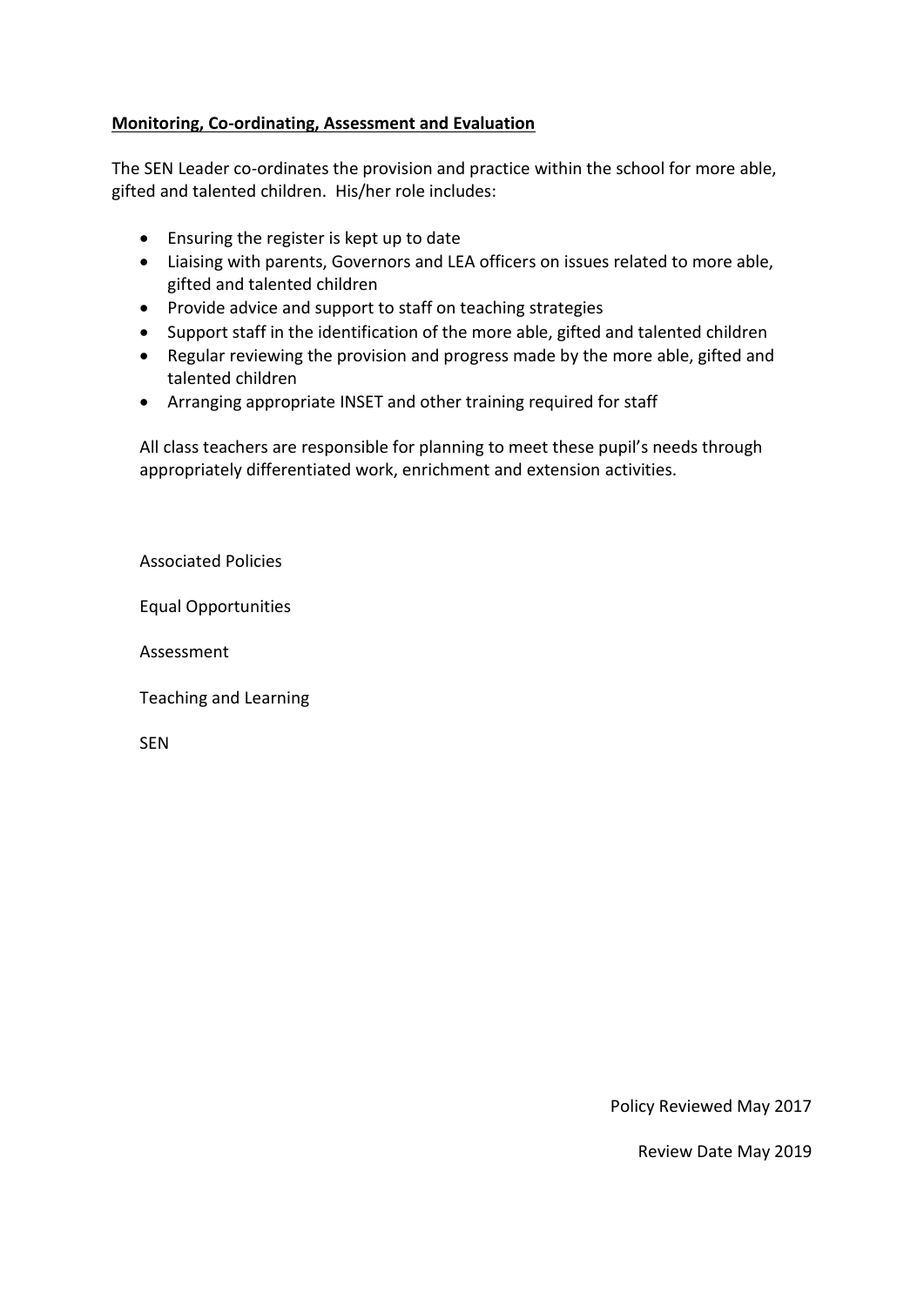**<u>Monitoring, Co-ordinating, Assessment and Evaluation</u>**

The SEN Leader co-ordinates the provision and practice within the school for more able, gifted and talented children. His/her role includes:

- Ensuring the register is kept up to date
- Liaising with parents, Governors and LEA officers on issues related to more able, gifted and talented children
- Provide advice and support to staff on teaching strategies
- Support staff in the identification of the more able, gifted and talented children
- Regular reviewing the provision and progress made by the more able, gifted and talented children
- Arranging appropriate INSET and other training required for staff

All class teachers are responsible for planning to meet these pupil's needs through appropriately differentiated work, enrichment and extension activities.

Associated Policies

Equal Opportunities

Assessment

Teaching and Learning

SEN

Policy Reviewed May 2017

Review Date May 2019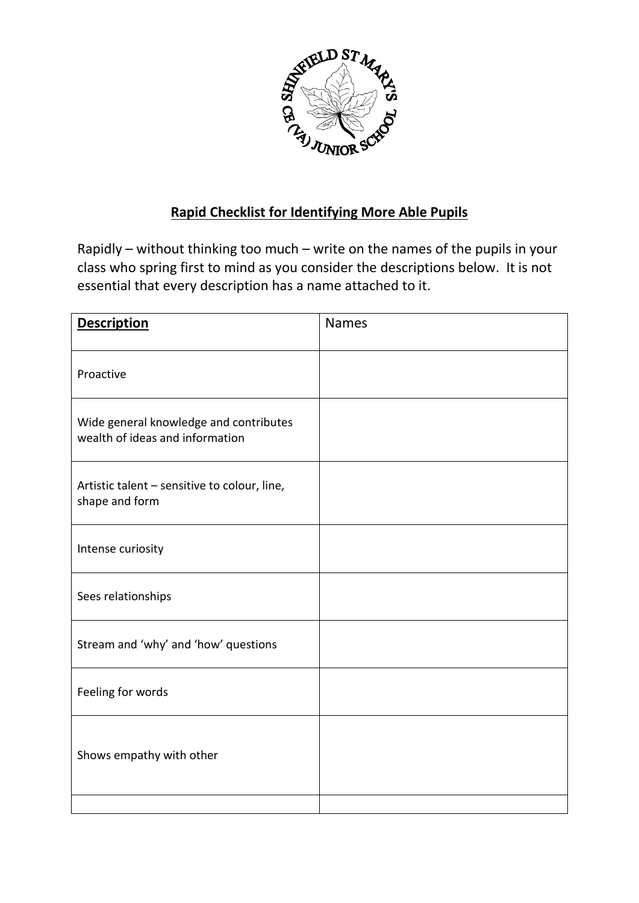SHINFIELD ST MARY'S CE (VA) JUNIOR SCHOOL

## Rapid Checklist for Identifying More Able Pupils

Rapidly – without thinking too much – write on the names of the pupils in your class who spring first to mind as you consider the descriptions below. It is not essential that every description has a name attached to it.

| **Description** | Names |
|---|---|
| Proactive | |
| Wide general knowledge and contributes wealth of ideas and information | |
| Artistic talent – sensitive to colour, line, shape and form | |
| Intense curiosity | |
| Sees relationships | |
| Stream and 'why' and 'how' questions | |
| Feeling for words | |
| Shows empathy with other | |
| | |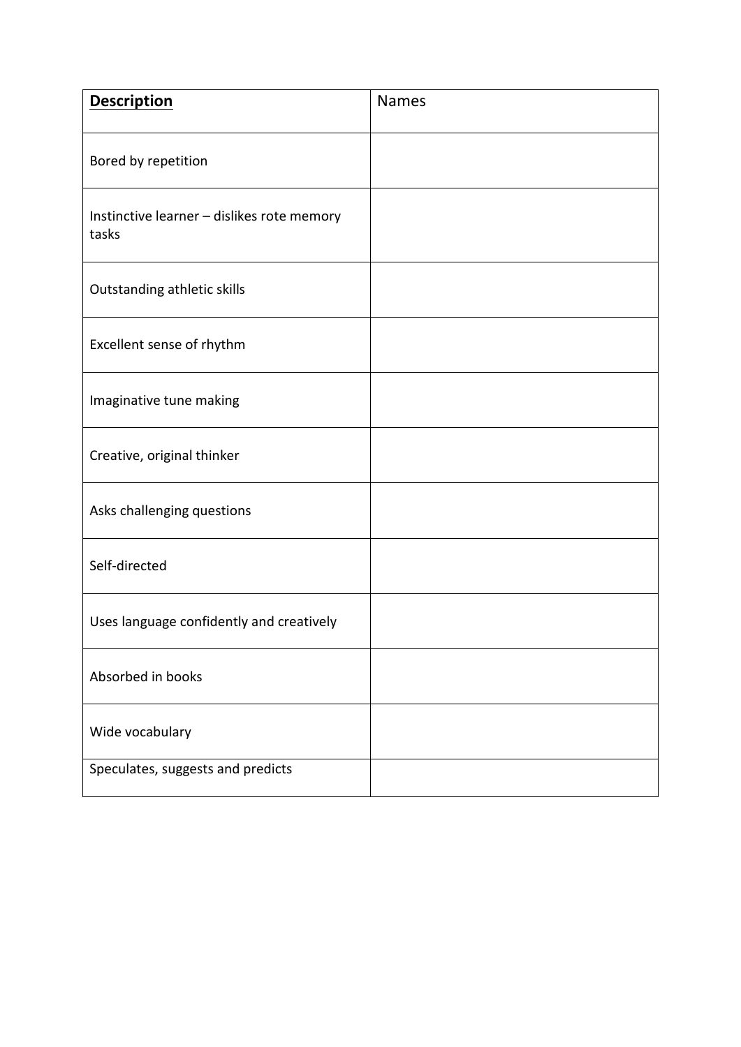| **Description** | Names |
| --- | --- |
| Bored by repetition | |
| Instinctive learner – dislikes rote memory tasks | |
| Outstanding athletic skills | |
| Excellent sense of rhythm | |
| Imaginative tune making | |
| Creative, original thinker | |
| Asks challenging questions | |
| Self-directed | |
| Uses language confidently and creatively | |
| Absorbed in books | |
| Wide vocabulary | |
| Speculates, suggests and predicts | |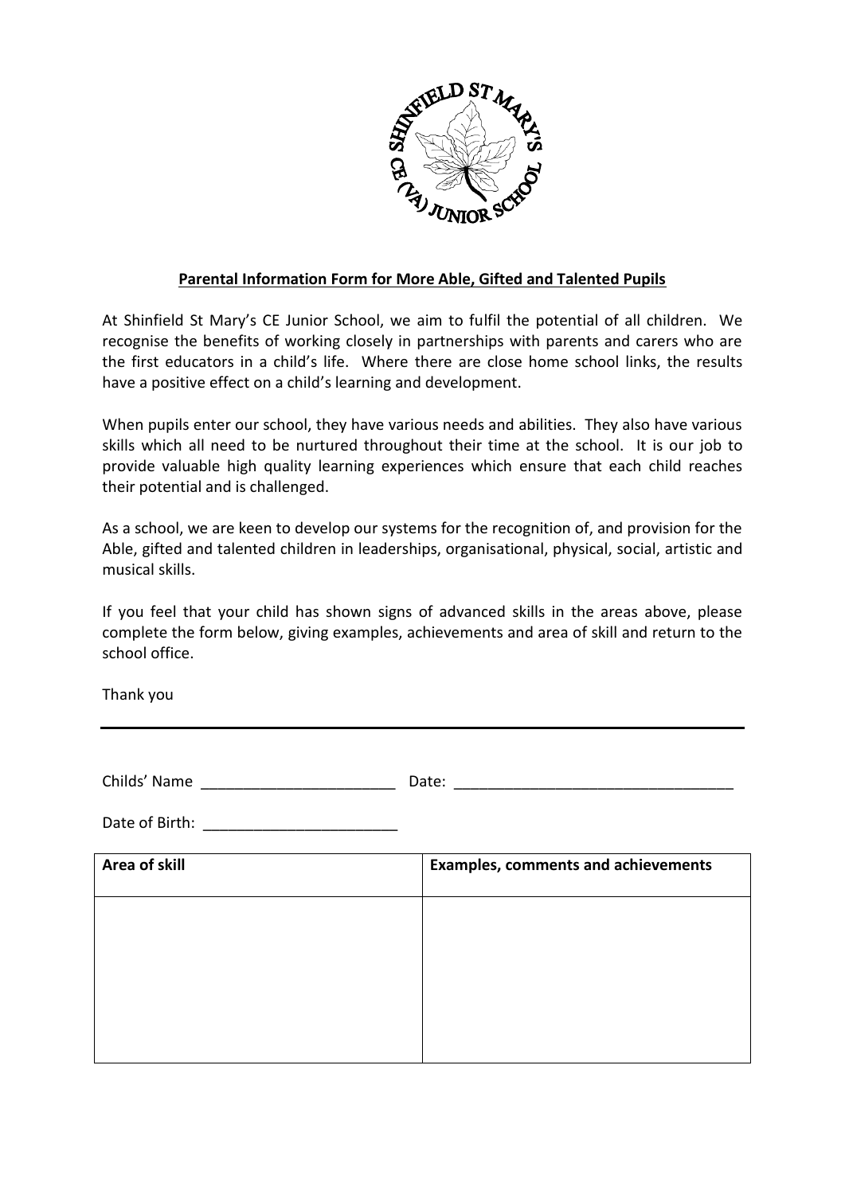**Parental Information Form for More Able, Gifted and Talented Pupils**

At Shinfield St Mary's CE Junior School, we aim to fulfil the potential of all children. We recognise the benefits of working closely in partnerships with parents and carers who are the first educators in a child's life. Where there are close home school links, the results have a positive effect on a child's learning and development.

When pupils enter our school, they have various needs and abilities. They also have various skills which all need to be nurtured throughout their time at the school. It is our job to provide valuable high quality learning experiences which ensure that each child reaches their potential and is challenged.

As a school, we are keen to develop our systems for the recognition of, and provision for the Able, gifted and talented children in leaderships, organisational, physical, social, artistic and musical skills.

If you feel that your child has shown signs of advanced skills in the areas above, please complete the form below, giving examples, achievements and area of skill and return to the school office.

Thank you

---

Childs' Name _______________________ Date: ________________________________

Date of Birth: _______________________

| Area of skill | Examples, comments and achievements |
|---|---|
| | |